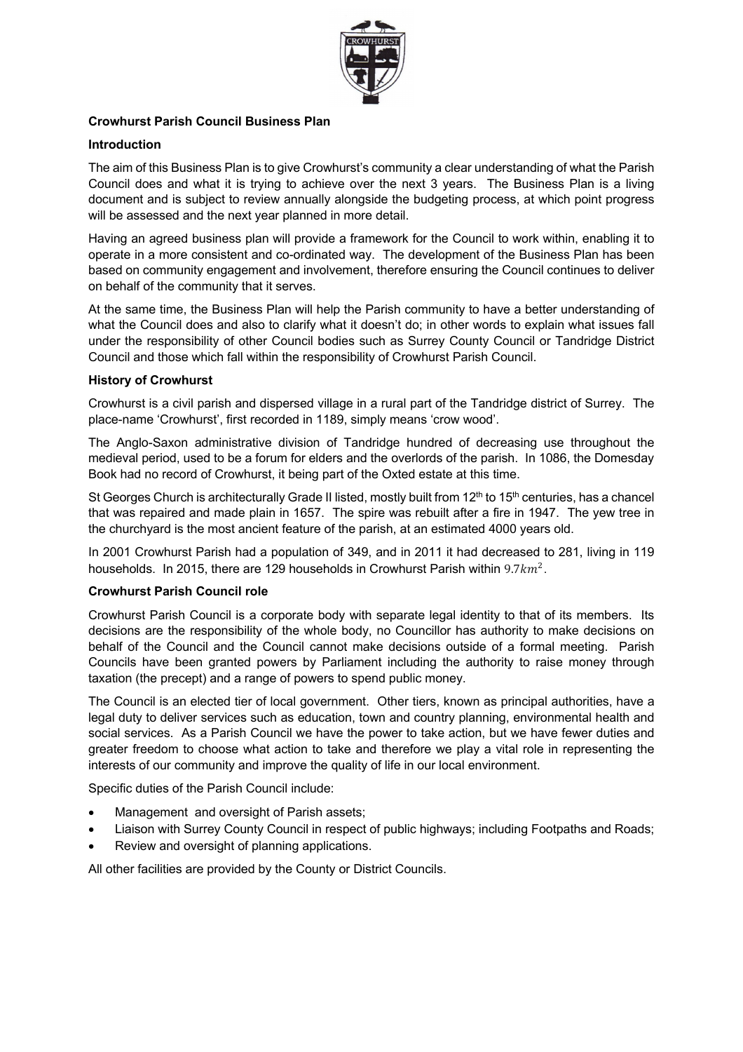# Crowhurst Parish Council Business Plan

## Introduction

The aim of this Business Plan is to give Crowhurst's community a clear understanding of what the Parish Council does and what it is trying to achieve over the next 3 years. The Business Plan is a living document and is subject to review annually alongside the budgeting process, at which point progress will be assessed and the next year planned in more detail.

Having an agreed business plan will provide a framework for the Council to work within, enabling it to operate in a more consistent and co-ordinated way. The development of the Business Plan has been based on community engagement and involvement, therefore ensuring the Council continues to deliver on behalf of the community that it serves.

At the same time, the Business Plan will help the Parish community to have a better understanding of what the Council does and also to clarify what it doesn't do; in other words to explain what issues fall under the responsibility of other Council bodies such as Surrey County Council or Tandridge District Council and those which fall within the responsibility of Crowhurst Parish Council.

## History of Crowhurst

Crowhurst is a civil parish and dispersed village in a rural part of the Tandridge district of Surrey. The place-name 'Crowhurst', first recorded in 1189, simply means 'crow wood'.

The Anglo-Saxon administrative division of Tandridge hundred of decreasing use throughout the medieval period, used to be a forum for elders and the overlords of the parish. In 1086, the Domesday Book had no record of Crowhurst, it being part of the Oxted estate at this time.

St Georges Church is architecturally Grade II listed, mostly built from 12th to 15th centuries, has a chancel that was repaired and made plain in 1657. The spire was rebuilt after a fire in 1947. The yew tree in the churchyard is the most ancient feature of the parish, at an estimated 4000 years old.

In 2001 Crowhurst Parish had a population of 349, and in 2011 it had decreased to 281, living in 119 households. In 2015, there are 129 households in Crowhurst Parish within $9.7km^2$.

## Crowhurst Parish Council role

Crowhurst Parish Council is a corporate body with separate legal identity to that of its members. Its decisions are the responsibility of the whole body, no Councillor has authority to make decisions on behalf of the Council and the Council cannot make decisions outside of a formal meeting. Parish Councils have been granted powers by Parliament including the authority to raise money through taxation (the precept) and a range of powers to spend public money.

The Council is an elected tier of local government. Other tiers, known as principal authorities, have a legal duty to deliver services such as education, town and country planning, environmental health and social services. As a Parish Council we have the power to take action, but we have fewer duties and greater freedom to choose what action to take and therefore we play a vital role in representing the interests of our community and improve the quality of life in our local environment.

Specific duties of the Parish Council include:

- Management and oversight of Parish assets;
- Liaison with Surrey County Council in respect of public highways; including Footpaths and Roads;
- Review and oversight of planning applications.

All other facilities are provided by the County or District Councils.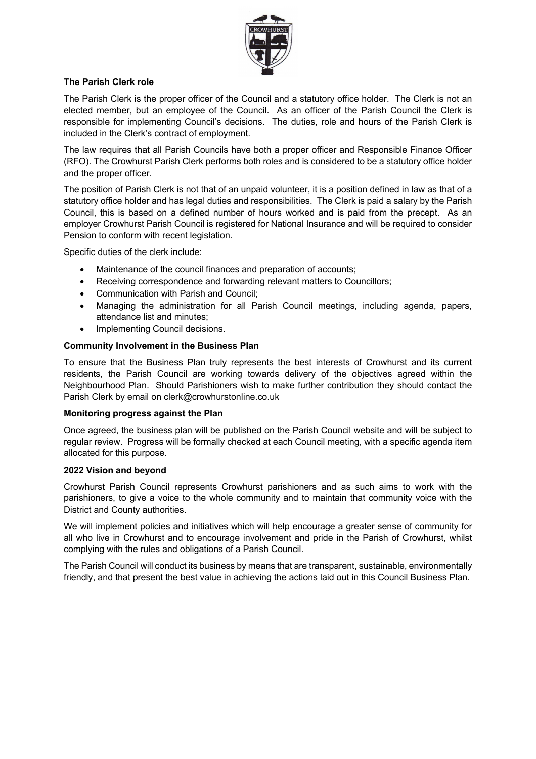## The Parish Clerk role

The Parish Clerk is the proper officer of the Council and a statutory office holder. The Clerk is not an elected member, but an employee of the Council. As an officer of the Parish Council the Clerk is responsible for implementing Council's decisions. The duties, role and hours of the Parish Clerk is included in the Clerk's contract of employment.

The law requires that all Parish Councils have both a proper officer and Responsible Finance Officer (RFO). The Crowhurst Parish Clerk performs both roles and is considered to be a statutory office holder and the proper officer.

The position of Parish Clerk is not that of an unpaid volunteer, it is a position defined in law as that of a statutory office holder and has legal duties and responsibilities. The Clerk is paid a salary by the Parish Council, this is based on a defined number of hours worked and is paid from the precept. As an employer Crowhurst Parish Council is registered for National Insurance and will be required to consider Pension to conform with recent legislation.

Specific duties of the clerk include:

- Maintenance of the council finances and preparation of accounts;
- Receiving correspondence and forwarding relevant matters to Councillors;
- Communication with Parish and Council;
- Managing the administration for all Parish Council meetings, including agenda, papers, attendance list and minutes;
- Implementing Council decisions.

## Community Involvement in the Business Plan

To ensure that the Business Plan truly represents the best interests of Crowhurst and its current residents, the Parish Council are working towards delivery of the objectives agreed within the Neighbourhood Plan. Should Parishioners wish to make further contribution they should contact the Parish Clerk by email on clerk@crowhurstonline.co.uk

## Monitoring progress against the Plan

Once agreed, the business plan will be published on the Parish Council website and will be subject to regular review. Progress will be formally checked at each Council meeting, with a specific agenda item allocated for this purpose.

## 2022 Vision and beyond

Crowhurst Parish Council represents Crowhurst parishioners and as such aims to work with the parishioners, to give a voice to the whole community and to maintain that community voice with the District and County authorities.

We will implement policies and initiatives which will help encourage a greater sense of community for all who live in Crowhurst and to encourage involvement and pride in the Parish of Crowhurst, whilst complying with the rules and obligations of a Parish Council.

The Parish Council will conduct its business by means that are transparent, sustainable, environmentally friendly, and that present the best value in achieving the actions laid out in this Council Business Plan.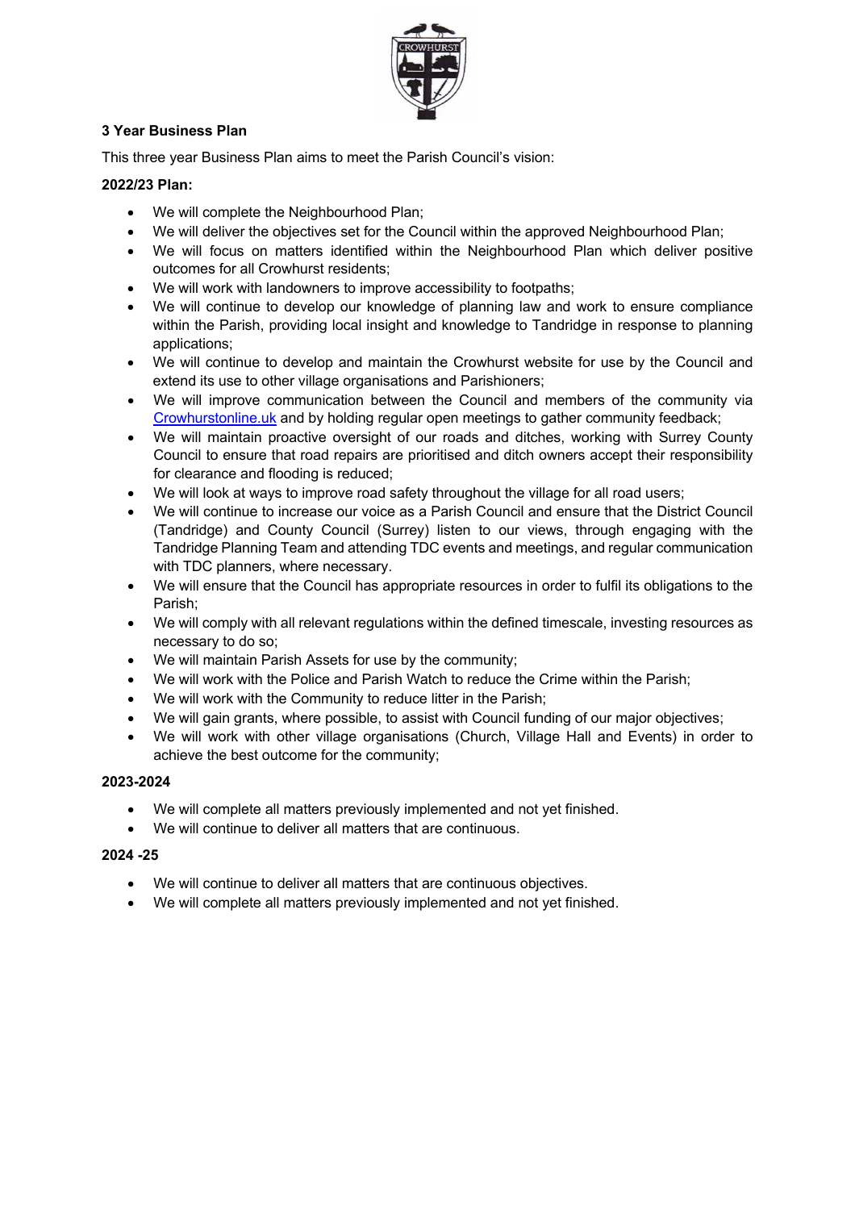**3 Year Business Plan**

This three year Business Plan aims to meet the Parish Council's vision:

**2022/23 Plan:**

- We will complete the Neighbourhood Plan;
- We will deliver the objectives set for the Council within the approved Neighbourhood Plan;
- We will focus on matters identified within the Neighbourhood Plan which deliver positive outcomes for all Crowhurst residents;
- We will work with landowners to improve accessibility to footpaths;
- We will continue to develop our knowledge of planning law and work to ensure compliance within the Parish, providing local insight and knowledge to Tandridge in response to planning applications;
- We will continue to develop and maintain the Crowhurst website for use by the Council and extend its use to other village organisations and Parishioners;
- We will improve communication between the Council and members of the community via Crowhurstonline.uk and by holding regular open meetings to gather community feedback;
- We will maintain proactive oversight of our roads and ditches, working with Surrey County Council to ensure that road repairs are prioritised and ditch owners accept their responsibility for clearance and flooding is reduced;
- We will look at ways to improve road safety throughout the village for all road users;
- We will continue to increase our voice as a Parish Council and ensure that the District Council (Tandridge) and County Council (Surrey) listen to our views, through engaging with the Tandridge Planning Team and attending TDC events and meetings, and regular communication with TDC planners, where necessary.
- We will ensure that the Council has appropriate resources in order to fulfil its obligations to the Parish;
- We will comply with all relevant regulations within the defined timescale, investing resources as necessary to do so;
- We will maintain Parish Assets for use by the community;
- We will work with the Police and Parish Watch to reduce the Crime within the Parish;
- We will work with the Community to reduce litter in the Parish;
- We will gain grants, where possible, to assist with Council funding of our major objectives;
- We will work with other village organisations (Church, Village Hall and Events) in order to achieve the best outcome for the community;

**2023-2024**

- We will complete all matters previously implemented and not yet finished.
- We will continue to deliver all matters that are continuous.

**2024 -25**

- We will continue to deliver all matters that are continuous objectives.
- We will complete all matters previously implemented and not yet finished.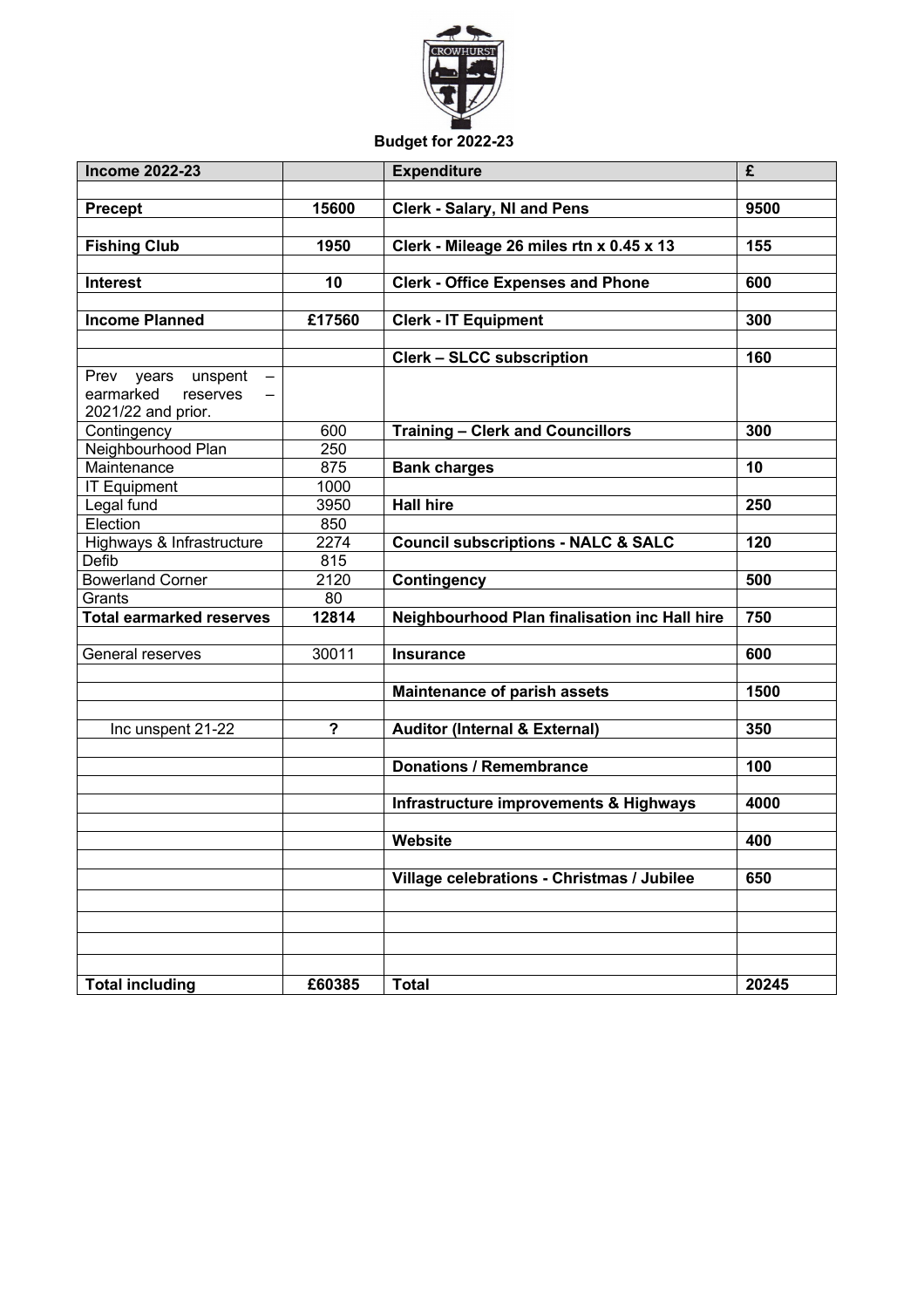# Budget for 2022-23

| Income 2022-23 | | Expenditure | £ |
|---|---|---|---|
| | | | |
| **Precept** | **15600** | **Clerk - Salary, NI and Pens** | **9500** |
| | | | |
| **Fishing Club** | **1950** | **Clerk - Mileage 26 miles rtn x 0.45 x 13** | **155** |
| | | | |
| **Interest** | **10** | **Clerk - Office Expenses and Phone** | **600** |
| | | | |
| **Income Planned** | **£17560** | **Clerk - IT Equipment** | **300** |
| | | | |
| | | **Clerk – SLCC subscription** | **160** |
| Prev years unspent – earmarked reserves – 2021/22 and prior. | | | |
| Contingency | 600 | **Training – Clerk and Councillors** | **300** |
| Neighbourhood Plan | 250 | | |
| Maintenance | 875 | **Bank charges** | **10** |
| IT Equipment | 1000 | | |
| Legal fund | 3950 | **Hall hire** | **250** |
| Election | 850 | | |
| Highways & Infrastructure | 2274 | **Council subscriptions - NALC & SALC** | **120** |
| Defib | 815 | | |
| Bowerland Corner | 2120 | **Contingency** | **500** |
| Grants | 80 | | |
| **Total earmarked reserves** | **12814** | **Neighbourhood Plan finalisation inc Hall hire** | **750** |
| | | | |
| General reserves | 30011 | **Insurance** | **600** |
| | | | |
| | | **Maintenance of parish assets** | **1500** |
| | | | |
| Inc unspent 21-22 | **?** | **Auditor (Internal & External)** | **350** |
| | | | |
| | | **Donations / Remembrance** | **100** |
| | | | |
| | | **Infrastructure improvements & Highways** | **4000** |
| | | | |
| | | **Website** | **400** |
| | | | |
| | | **Village celebrations - Christmas / Jubilee** | **650** |
| | | | |
| | | | |
| | | | |
| | | | |
| **Total including** | **£60385** | **Total** | **20245** |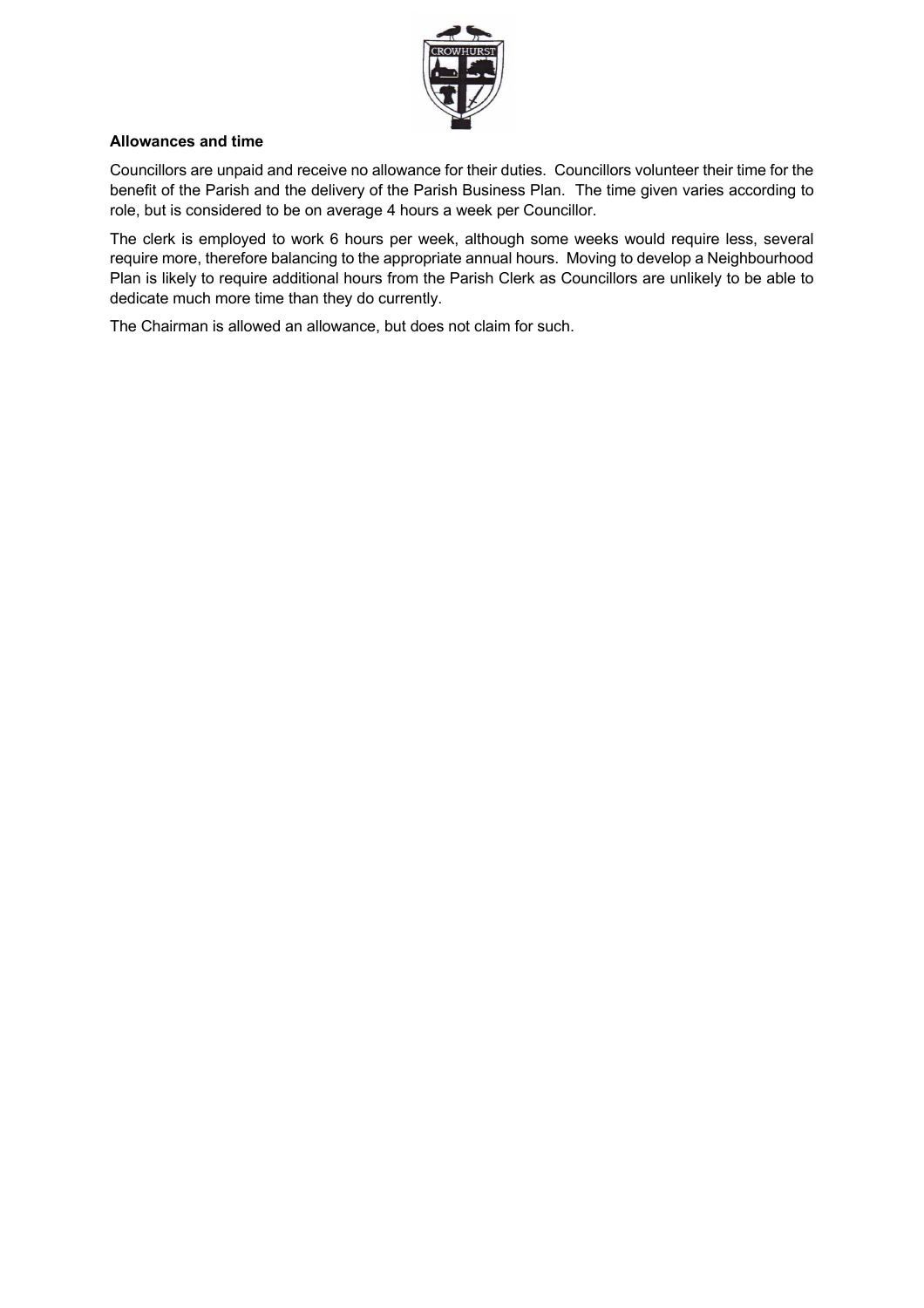**Allowances and time**

Councillors are unpaid and receive no allowance for their duties. Councillors volunteer their time for the benefit of the Parish and the delivery of the Parish Business Plan. The time given varies according to role, but is considered to be on average 4 hours a week per Councillor.

The clerk is employed to work 6 hours per week, although some weeks would require less, several require more, therefore balancing to the appropriate annual hours. Moving to develop a Neighbourhood Plan is likely to require additional hours from the Parish Clerk as Councillors are unlikely to be able to dedicate much more time than they do currently.

The Chairman is allowed an allowance, but does not claim for such.